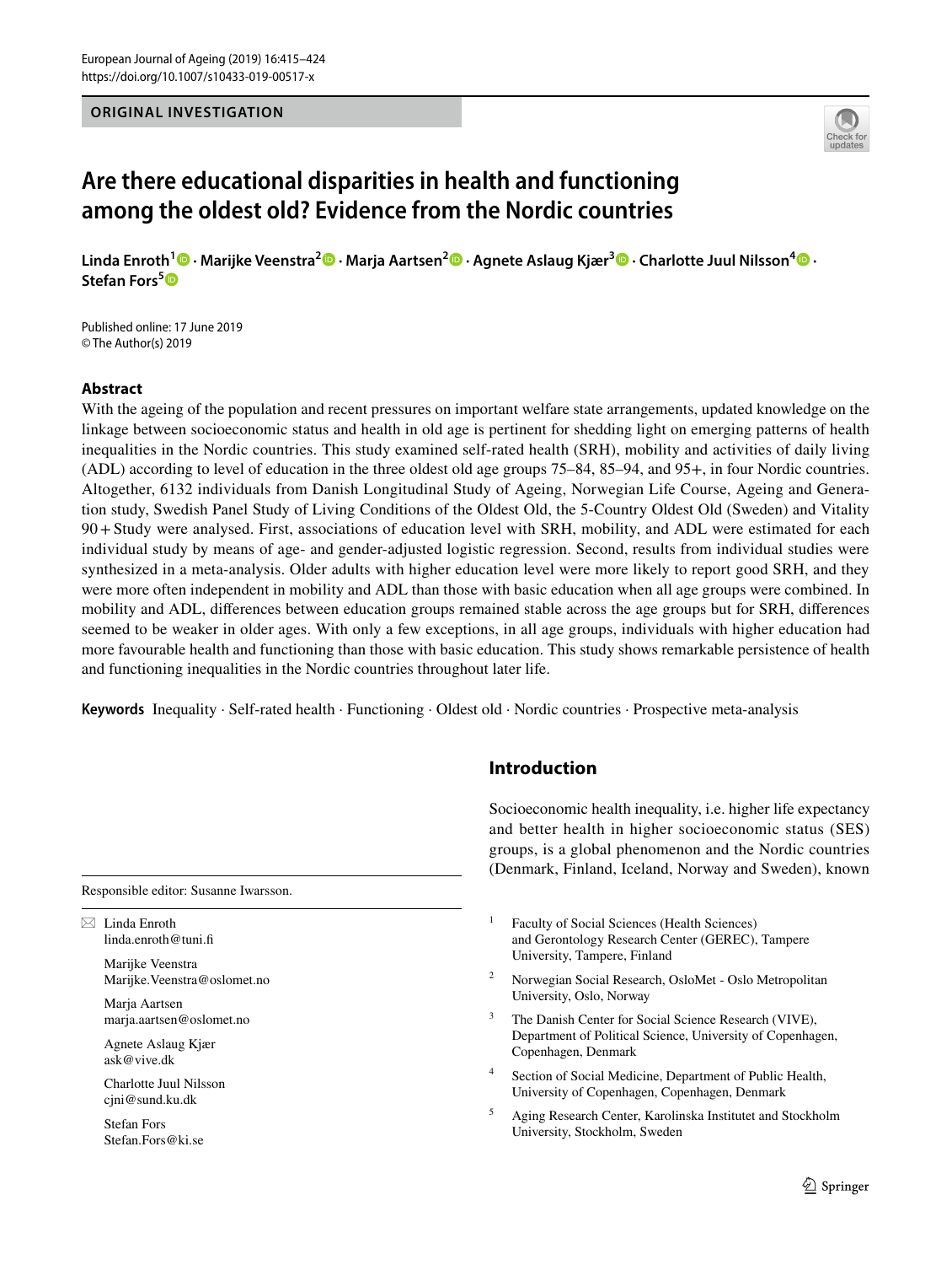ORIGINAL INVESTIGATION

# Are there educational disparities in health and functioning among the oldest old? Evidence from the Nordic countries

**Linda Enroth[1] · Marijke Veenstra[2] · Marja Aartsen[2] · Agnete Aslaug Kjær[3] · Charlotte Juul Nilsson[4] · Stefan Fors[5]**

Published online: 17 June 2019
© The Author(s) 2019

## Abstract

With the ageing of the population and recent pressures on important welfare state arrangements, updated knowledge on the linkage between socioeconomic status and health in old age is pertinent for shedding light on emerging patterns of health inequalities in the Nordic countries. This study examined self-rated health (SRH), mobility and activities of daily living (ADL) according to level of education in the three oldest old age groups 75–84, 85–94, and 95+, in four Nordic countries. Altogether, 6132 individuals from Danish Longitudinal Study of Ageing, Norwegian Life Course, Ageing and Generation study, Swedish Panel Study of Living Conditions of the Oldest Old, the 5-Country Oldest Old (Sweden) and Vitality 90+ Study were analysed. First, associations of education level with SRH, mobility, and ADL were estimated for each individual study by means of age- and gender-adjusted logistic regression. Second, results from individual studies were synthesized in a meta-analysis. Older adults with higher education level were more likely to report good SRH, and they were more often independent in mobility and ADL than those with basic education when all age groups were combined. In mobility and ADL, differences between education groups remained stable across the age groups but for SRH, differences seemed to be weaker in older ages. With only a few exceptions, in all age groups, individuals with higher education had more favourable health and functioning than those with basic education. This study shows remarkable persistence of health and functioning inequalities in the Nordic countries throughout later life.

**Keywords** Inequality · Self-rated health · Functioning · Oldest old · Nordic countries · Prospective meta-analysis

## Introduction

Socioeconomic health inequality, i.e. higher life expectancy and better health in higher socioeconomic status (SES) groups, is a global phenomenon and the Nordic countries (Denmark, Finland, Iceland, Norway and Sweden), known

---

Responsible editor: Susanne Iwarsson.

✉ Linda Enroth
linda.enroth@tuni.fi

Marijke Veenstra
Marijke.Veenstra@oslomet.no

Marja Aartsen
marja.aartsen@oslomet.no

Agnete Aslaug Kjær
ask@vive.dk

Charlotte Juul Nilsson
cjni@sund.ku.dk

Stefan Fors
Stefan.Fors@ki.se

[1] Faculty of Social Sciences (Health Sciences) and Gerontology Research Center (GEREC), Tampere University, Tampere, Finland

[2] Norwegian Social Research, OsloMet - Oslo Metropolitan University, Oslo, Norway

[3] The Danish Center for Social Science Research (VIVE), Department of Political Science, University of Copenhagen, Copenhagen, Denmark

[4] Section of Social Medicine, Department of Public Health, University of Copenhagen, Copenhagen, Denmark

[5] Aging Research Center, Karolinska Institutet and Stockholm University, Stockholm, Sweden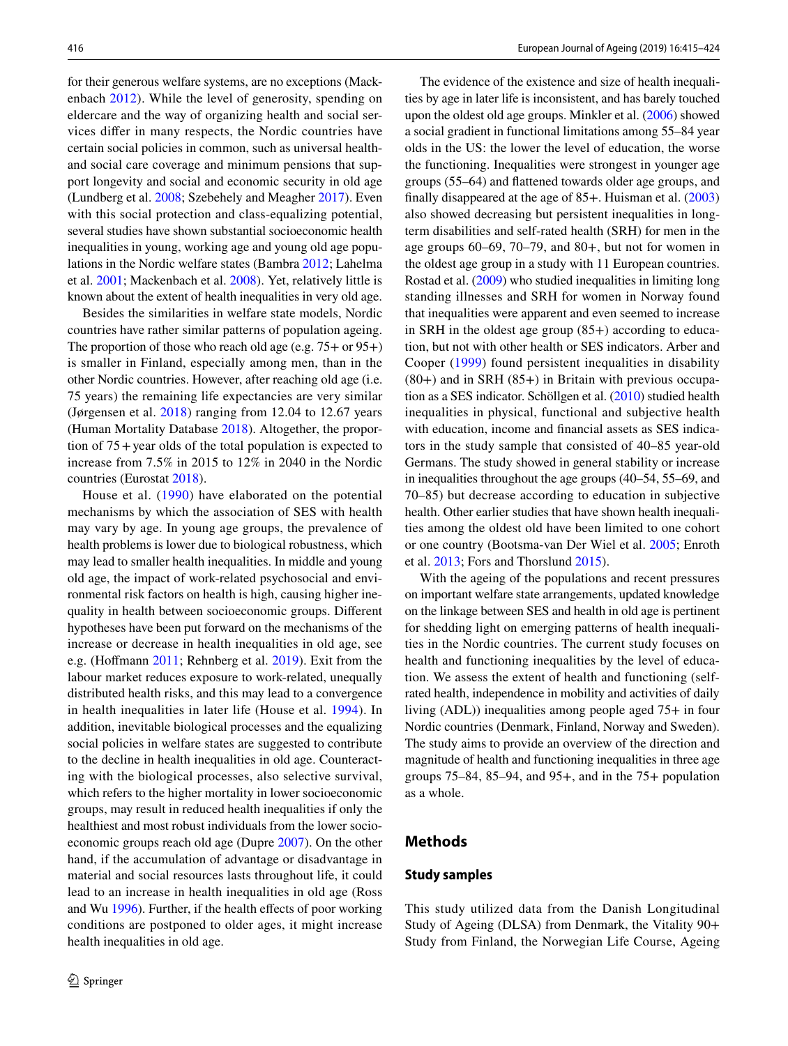for their generous welfare systems, are no exceptions (Mackenbach 2012). While the level of generosity, spending on eldercare and the way of organizing health and social services differ in many respects, the Nordic countries have certain social policies in common, such as universal health- and social care coverage and minimum pensions that support longevity and social and economic security in old age (Lundberg et al. 2008; Szebehely and Meagher 2017). Even with this social protection and class-equalizing potential, several studies have shown substantial socioeconomic health inequalities in young, working age and young old age populations in the Nordic welfare states (Bambra 2012; Lahelma et al. 2001; Mackenbach et al. 2008). Yet, relatively little is known about the extent of health inequalities in very old age.

Besides the similarities in welfare state models, Nordic countries have rather similar patterns of population ageing. The proportion of those who reach old age (e.g. 75+ or 95+) is smaller in Finland, especially among men, than in the other Nordic countries. However, after reaching old age (i.e. 75 years) the remaining life expectancies are very similar (Jørgensen et al. 2018) ranging from 12.04 to 12.67 years (Human Mortality Database 2018). Altogether, the proportion of 75 + year olds of the total population is expected to increase from 7.5% in 2015 to 12% in 2040 in the Nordic countries (Eurostat 2018).

House et al. (1990) have elaborated on the potential mechanisms by which the association of SES with health may vary by age. In young age groups, the prevalence of health problems is lower due to biological robustness, which may lead to smaller health inequalities. In middle and young old age, the impact of work-related psychosocial and environmental risk factors on health is high, causing higher inequality in health between socioeconomic groups. Different hypotheses have been put forward on the mechanisms of the increase or decrease in health inequalities in old age, see e.g. (Hoffmann 2011; Rehnberg et al. 2019). Exit from the labour market reduces exposure to work-related, unequally distributed health risks, and this may lead to a convergence in health inequalities in later life (House et al. 1994). In addition, inevitable biological processes and the equalizing social policies in welfare states are suggested to contribute to the decline in health inequalities in old age. Counteracting with the biological processes, also selective survival, which refers to the higher mortality in lower socioeconomic groups, may result in reduced health inequalities if only the healthiest and most robust individuals from the lower socioeconomic groups reach old age (Dupre 2007). On the other hand, if the accumulation of advantage or disadvantage in material and social resources lasts throughout life, it could lead to an increase in health inequalities in old age (Ross and Wu 1996). Further, if the health effects of poor working conditions are postponed to older ages, it might increase health inequalities in old age.

The evidence of the existence and size of health inequalities by age in later life is inconsistent, and has barely touched upon the oldest old age groups. Minkler et al. (2006) showed a social gradient in functional limitations among 55–84 year olds in the US: the lower the level of education, the worse the functioning. Inequalities were strongest in younger age groups (55–64) and flattened towards older age groups, and finally disappeared at the age of 85+. Huisman et al. (2003) also showed decreasing but persistent inequalities in long-term disabilities and self-rated health (SRH) for men in the age groups 60–69, 70–79, and 80+, but not for women in the oldest age group in a study with 11 European countries. Rostad et al. (2009) who studied inequalities in limiting long standing illnesses and SRH for women in Norway found that inequalities were apparent and even seemed to increase in SRH in the oldest age group (85+) according to education, but not with other health or SES indicators. Arber and Cooper (1999) found persistent inequalities in disability (80+) and in SRH (85+) in Britain with previous occupation as a SES indicator. Schöllgen et al. (2010) studied health inequalities in physical, functional and subjective health with education, income and financial assets as SES indicators in the study sample that consisted of 40–85 year-old Germans. The study showed in general stability or increase in inequalities throughout the age groups (40–54, 55–69, and 70–85) but decrease according to education in subjective health. Other earlier studies that have shown health inequalities among the oldest old have been limited to one cohort or one country (Bootsma-van Der Wiel et al. 2005; Enroth et al. 2013; Fors and Thorslund 2015).

With the ageing of the populations and recent pressures on important welfare state arrangements, updated knowledge on the linkage between SES and health in old age is pertinent for shedding light on emerging patterns of health inequalities in the Nordic countries. The current study focuses on health and functioning inequalities by the level of education. We assess the extent of health and functioning (self-rated health, independence in mobility and activities of daily living (ADL)) inequalities among people aged 75+ in four Nordic countries (Denmark, Finland, Norway and Sweden). The study aims to provide an overview of the direction and magnitude of health and functioning inequalities in three age groups 75–84, 85–94, and 95+, and in the 75+ population as a whole.

## Methods

### Study samples

This study utilized data from the Danish Longitudinal Study of Ageing (DLSA) from Denmark, the Vitality 90+ Study from Finland, the Norwegian Life Course, Ageing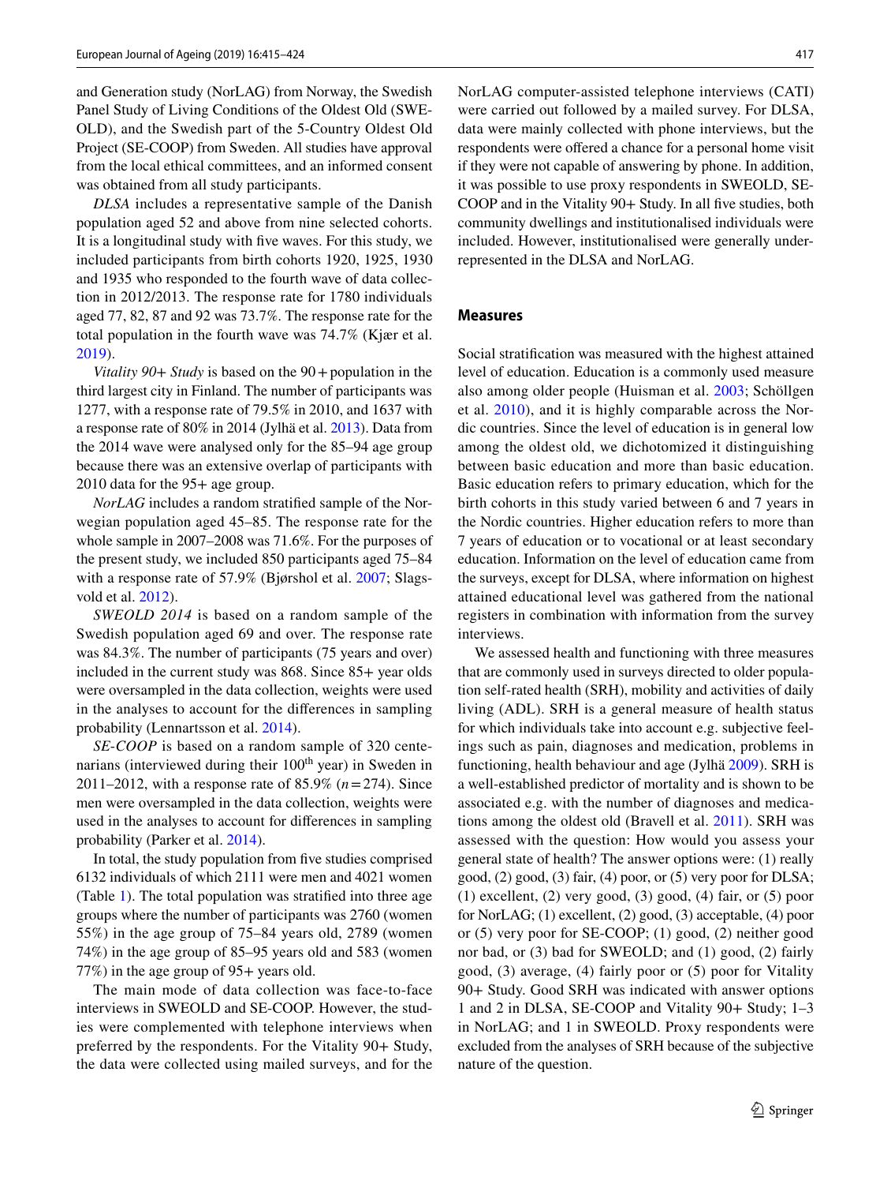and Generation study (NorLAG) from Norway, the Swedish Panel Study of Living Conditions of the Oldest Old (SWEOLD), and the Swedish part of the 5-Country Oldest Old Project (SE-COOP) from Sweden. All studies have approval from the local ethical committees, and an informed consent was obtained from all study participants.

*DLSA* includes a representative sample of the Danish population aged 52 and above from nine selected cohorts. It is a longitudinal study with five waves. For this study, we included participants from birth cohorts 1920, 1925, 1930 and 1935 who responded to the fourth wave of data collection in 2012/2013. The response rate for 1780 individuals aged 77, 82, 87 and 92 was 73.7%. The response rate for the total population in the fourth wave was 74.7% (Kjær et al. 2019).

*Vitality 90+ Study* is based on the 90+ population in the third largest city in Finland. The number of participants was 1277, with a response rate of 79.5% in 2010, and 1637 with a response rate of 80% in 2014 (Jylhä et al. 2013). Data from the 2014 wave were analysed only for the 85–94 age group because there was an extensive overlap of participants with 2010 data for the 95+ age group.

*NorLAG* includes a random stratified sample of the Norwegian population aged 45–85. The response rate for the whole sample in 2007–2008 was 71.6%. For the purposes of the present study, we included 850 participants aged 75–84 with a response rate of 57.9% (Bjørshol et al. 2007; Slagsvold et al. 2012).

*SWEOLD 2014* is based on a random sample of the Swedish population aged 69 and over. The response rate was 84.3%. The number of participants (75 years and over) included in the current study was 868. Since 85+ year olds were oversampled in the data collection, weights were used in the analyses to account for the differences in sampling probability (Lennartsson et al. 2014).

*SE-COOP* is based on a random sample of 320 centenarians (interviewed during their 100th year) in Sweden in 2011–2012, with a response rate of 85.9% ($n = 274$). Since men were oversampled in the data collection, weights were used in the analyses to account for differences in sampling probability (Parker et al. 2014).

In total, the study population from five studies comprised 6132 individuals of which 2111 were men and 4021 women (Table 1). The total population was stratified into three age groups where the number of participants was 2760 (women 55%) in the age group of 75–84 years old, 2789 (women 74%) in the age group of 85–95 years old and 583 (women 77%) in the age group of 95+ years old.

The main mode of data collection was face-to-face interviews in SWEOLD and SE-COOP. However, the studies were complemented with telephone interviews when preferred by the respondents. For the Vitality 90+ Study, the data were collected using mailed surveys, and for the NorLAG computer-assisted telephone interviews (CATI) were carried out followed by a mailed survey. For DLSA, data were mainly collected with phone interviews, but the respondents were offered a chance for a personal home visit if they were not capable of answering by phone. In addition, it was possible to use proxy respondents in SWEOLD, SE-COOP and in the Vitality 90+ Study. In all five studies, both community dwellings and institutionalised individuals were included. However, institutionalised were generally underrepresented in the DLSA and NorLAG.

## Measures

Social stratification was measured with the highest attained level of education. Education is a commonly used measure also among older people (Huisman et al. 2003; Schöllgen et al. 2010), and it is highly comparable across the Nordic countries. Since the level of education is in general low among the oldest old, we dichotomized it distinguishing between basic education and more than basic education. Basic education refers to primary education, which for the birth cohorts in this study varied between 6 and 7 years in the Nordic countries. Higher education refers to more than 7 years of education or to vocational or at least secondary education. Information on the level of education came from the surveys, except for DLSA, where information on highest attained educational level was gathered from the national registers in combination with information from the survey interviews.

We assessed health and functioning with three measures that are commonly used in surveys directed to older population self-rated health (SRH), mobility and activities of daily living (ADL). SRH is a general measure of health status for which individuals take into account e.g. subjective feelings such as pain, diagnoses and medication, problems in functioning, health behaviour and age (Jylhä 2009). SRH is a well-established predictor of mortality and is shown to be associated e.g. with the number of diagnoses and medications among the oldest old (Bravell et al. 2011). SRH was assessed with the question: How would you assess your general state of health? The answer options were: (1) really good, (2) good, (3) fair, (4) poor, or (5) very poor for DLSA; (1) excellent, (2) very good, (3) good, (4) fair, or (5) poor for NorLAG; (1) excellent, (2) good, (3) acceptable, (4) poor or (5) very poor for SE-COOP; (1) good, (2) neither good nor bad, or (3) bad for SWEOLD; and (1) good, (2) fairly good, (3) average, (4) fairly poor or (5) poor for Vitality 90+ Study. Good SRH was indicated with answer options 1 and 2 in DLSA, SE-COOP and Vitality 90+ Study; 1–3 in NorLAG; and 1 in SWEOLD. Proxy respondents were excluded from the analyses of SRH because of the subjective nature of the question.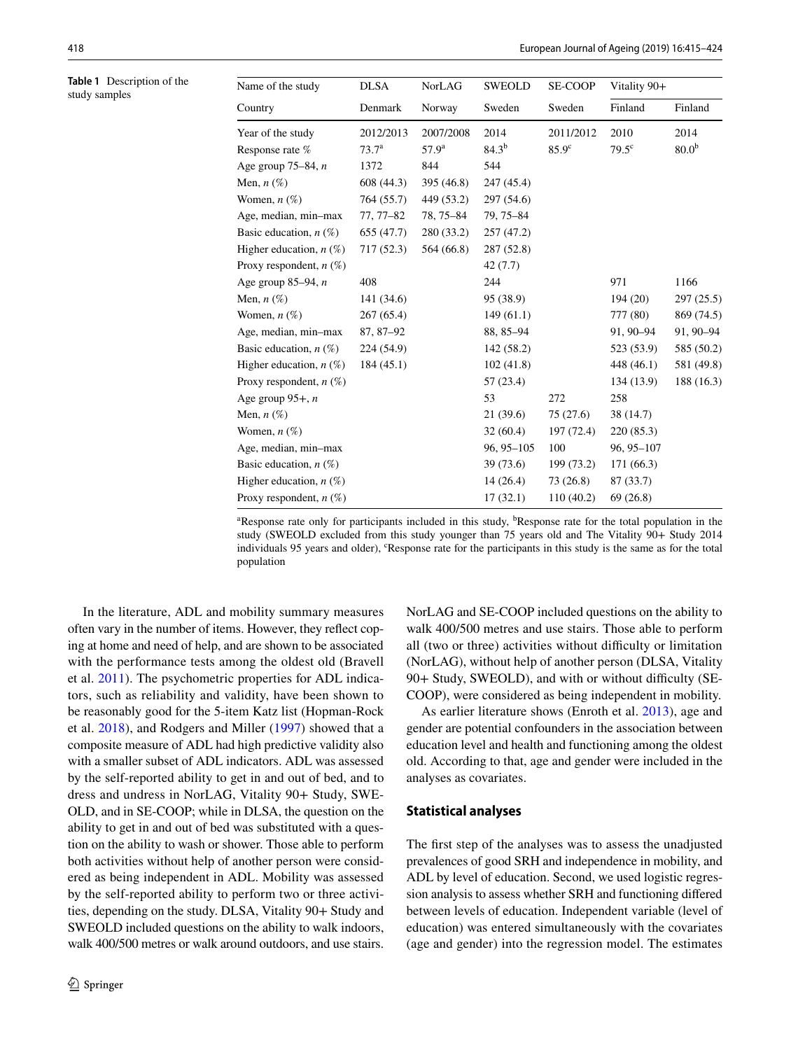**Table 1** Description of the study samples

| Name of the study | DLSA | NorLAG | SWEOLD | SE-COOP | Vitality 90+ | |
|---|---|---|---|---|---|---|
| Country | Denmark | Norway | Sweden | Sweden | Finland | Finland |
| Year of the study | 2012/2013 | 2007/2008 | 2014 | 2011/2012 | 2010 | 2014 |
| Response rate % | 73.7[a] | 57.9[a] | 84.3[b] | 85.9[c] | 79.5[c] | 80.0[b] |
| Age group 75–84, *n* | 1372 | 844 | 544 | | | |
| Men, *n* (%) | 608 (44.3) | 395 (46.8) | 247 (45.4) | | | |
| Women, *n* (%) | 764 (55.7) | 449 (53.2) | 297 (54.6) | | | |
| Age, median, min–max | 77, 77–82 | 78, 75–84 | 79, 75–84 | | | |
| Basic education, *n* (%) | 655 (47.7) | 280 (33.2) | 257 (47.2) | | | |
| Higher education, *n* (%) | 717 (52.3) | 564 (66.8) | 287 (52.8) | | | |
| Proxy respondent, *n* (%) | | | 42 (7.7) | | | |
| Age group 85–94, *n* | 408 | | 244 | | 971 | 1166 |
| Men, *n* (%) | 141 (34.6) | | 95 (38.9) | | 194 (20) | 297 (25.5) |
| Women, *n* (%) | 267 (65.4) | | 149 (61.1) | | 777 (80) | 869 (74.5) |
| Age, median, min–max | 87, 87–92 | | 88, 85–94 | | 91, 90–94 | 91, 90–94 |
| Basic education, *n* (%) | 224 (54.9) | | 142 (58.2) | | 523 (53.9) | 585 (50.2) |
| Higher education, *n* (%) | 184 (45.1) | | 102 (41.8) | | 448 (46.1) | 581 (49.8) |
| Proxy respondent, *n* (%) | | | 57 (23.4) | | 134 (13.9) | 188 (16.3) |
| Age group 95+, *n* | | | 53 | 272 | 258 | |
| Men, *n* (%) | | | 21 (39.6) | 75 (27.6) | 38 (14.7) | |
| Women, *n* (%) | | | 32 (60.4) | 197 (72.4) | 220 (85.3) | |
| Age, median, min–max | | | 96, 95–105 | 100 | 96, 95–107 | |
| Basic education, *n* (%) | | | 39 (73.6) | 199 (73.2) | 171 (66.3) | |
| Higher education, *n* (%) | | | 14 (26.4) | 73 (26.8) | 87 (33.7) | |
| Proxy respondent, *n* (%) | | | 17 (32.1) | 110 (40.2) | 69 (26.8) | |

[a]Response rate only for participants included in this study, [b]Response rate for the total population in the study (SWEOLD excluded from this study younger than 75 years old and The Vitality 90+ Study 2014 individuals 95 years and older), [c]Response rate for the participants in this study is the same as for the total population

In the literature, ADL and mobility summary measures often vary in the number of items. However, they reflect coping at home and need of help, and are shown to be associated with the performance tests among the oldest old (Bravell et al. 2011). The psychometric properties for ADL indicators, such as reliability and validity, have been shown to be reasonably good for the 5-item Katz list (Hopman-Rock et al. 2018), and Rodgers and Miller (1997) showed that a composite measure of ADL had high predictive validity also with a smaller subset of ADL indicators. ADL was assessed by the self-reported ability to get in and out of bed, and to dress and undress in NorLAG, Vitality 90+ Study, SWEOLD, and in SE-COOP; while in DLSA, the question on the ability to get in and out of bed was substituted with a question on the ability to wash or shower. Those able to perform both activities without help of another person were considered as being independent in ADL. Mobility was assessed by the self-reported ability to perform two or three activities, depending on the study. DLSA, Vitality 90+ Study and SWEOLD included questions on the ability to walk indoors, walk 400/500 metres or walk around outdoors, and use stairs. NorLAG and SE-COOP included questions on the ability to walk 400/500 metres and use stairs. Those able to perform all (two or three) activities without difficulty or limitation (NorLAG), without help of another person (DLSA, Vitality 90+ Study, SWEOLD), and with or without difficulty (SE-COOP), were considered as being independent in mobility.

As earlier literature shows (Enroth et al. 2013), age and gender are potential confounders in the association between education level and health and functioning among the oldest old. According to that, age and gender were included in the analyses as covariates.

### Statistical analyses

The first step of the analyses was to assess the unadjusted prevalences of good SRH and independence in mobility, and ADL by level of education. Second, we used logistic regression analysis to assess whether SRH and functioning differed between levels of education. Independent variable (level of education) was entered simultaneously with the covariates (age and gender) into the regression model. The estimates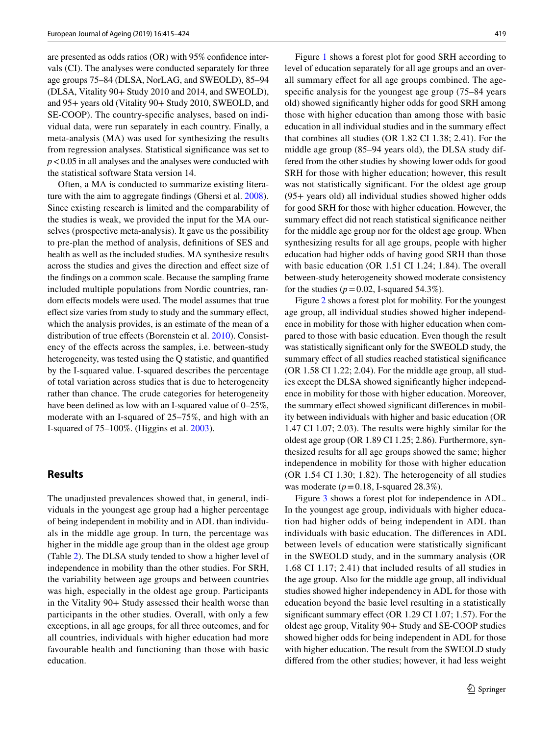are presented as odds ratios (OR) with 95% confidence intervals (CI). The analyses were conducted separately for three age groups 75–84 (DLSA, NorLAG, and SWEOLD), 85–94 (DLSA, Vitality 90+ Study 2010 and 2014, and SWEOLD), and 95+ years old (Vitality 90+ Study 2010, SWEOLD, and SE-COOP). The country-specific analyses, based on individual data, were run separately in each country. Finally, a meta-analysis (MA) was used for synthesizing the results from regression analyses. Statistical significance was set to $p < 0.05$ in all analyses and the analyses were conducted with the statistical software Stata version 14.

Often, a MA is conducted to summarize existing literature with the aim to aggregate findings (Ghersi et al. 2008). Since existing research is limited and the comparability of the studies is weak, we provided the input for the MA ourselves (prospective meta-analysis). It gave us the possibility to pre-plan the method of analysis, definitions of SES and health as well as the included studies. MA synthesize results across the studies and gives the direction and effect size of the findings on a common scale. Because the sampling frame included multiple populations from Nordic countries, random effects models were used. The model assumes that true effect size varies from study to study and the summary effect, which the analysis provides, is an estimate of the mean of a distribution of true effects (Borenstein et al. 2010). Consistency of the effects across the samples, i.e. between-study heterogeneity, was tested using the Q statistic, and quantified by the I-squared value. I-squared describes the percentage of total variation across studies that is due to heterogeneity rather than chance. The crude categories for heterogeneity have been defined as low with an I-squared value of 0–25%, moderate with an I-squared of 25–75%, and high with an I-squared of 75–100%. (Higgins et al. 2003).

## Results

The unadjusted prevalences showed that, in general, individuals in the youngest age group had a higher percentage of being independent in mobility and in ADL than individuals in the middle age group. In turn, the percentage was higher in the middle age group than in the oldest age group (Table 2). The DLSA study tended to show a higher level of independence in mobility than the other studies. For SRH, the variability between age groups and between countries was high, especially in the oldest age group. Participants in the Vitality 90+ Study assessed their health worse than participants in the other studies. Overall, with only a few exceptions, in all age groups, for all three outcomes, and for all countries, individuals with higher education had more favourable health and functioning than those with basic education.

Figure 1 shows a forest plot for good SRH according to level of education separately for all age groups and an overall summary effect for all age groups combined. The age-specific analysis for the youngest age group (75–84 years old) showed significantly higher odds for good SRH among those with higher education than among those with basic education in all individual studies and in the summary effect that combines all studies (OR 1.82 CI 1.38; 2.41). For the middle age group (85–94 years old), the DLSA study differed from the other studies by showing lower odds for good SRH for those with higher education; however, this result was not statistically significant. For the oldest age group (95+ years old) all individual studies showed higher odds for good SRH for those with higher education. However, the summary effect did not reach statistical significance neither for the middle age group nor for the oldest age group. When synthesizing results for all age groups, people with higher education had higher odds of having good SRH than those with basic education (OR 1.51 CI 1.24; 1.84). The overall between-study heterogeneity showed moderate consistency for the studies ($p = 0.02$, I-squared 54.3%).

Figure 2 shows a forest plot for mobility. For the youngest age group, all individual studies showed higher independence in mobility for those with higher education when compared to those with basic education. Even though the result was statistically significant only for the SWEOLD study, the summary effect of all studies reached statistical significance (OR 1.58 CI 1.22; 2.04). For the middle age group, all studies except the DLSA showed significantly higher independence in mobility for those with higher education. Moreover, the summary effect showed significant differences in mobility between individuals with higher and basic education (OR 1.47 CI 1.07; 2.03). The results were highly similar for the oldest age group (OR 1.89 CI 1.25; 2.86). Furthermore, synthesized results for all age groups showed the same; higher independence in mobility for those with higher education (OR 1.54 CI 1.30; 1.82). The heterogeneity of all studies was moderate ($p = 0.18$, I-squared 28.3%).

Figure 3 shows a forest plot for independence in ADL. In the youngest age group, individuals with higher education had higher odds of being independent in ADL than individuals with basic education. The differences in ADL between levels of education were statistically significant in the SWEOLD study, and in the summary analysis (OR 1.68 CI 1.17; 2.41) that included results of all studies in the age group. Also for the middle age group, all individual studies showed higher independency in ADL for those with education beyond the basic level resulting in a statistically significant summary effect (OR 1.29 CI 1.07; 1.57). For the oldest age group, Vitality 90+ Study and SE-COOP studies showed higher odds for being independent in ADL for those with higher education. The result from the SWEOLD study differed from the other studies; however, it had less weight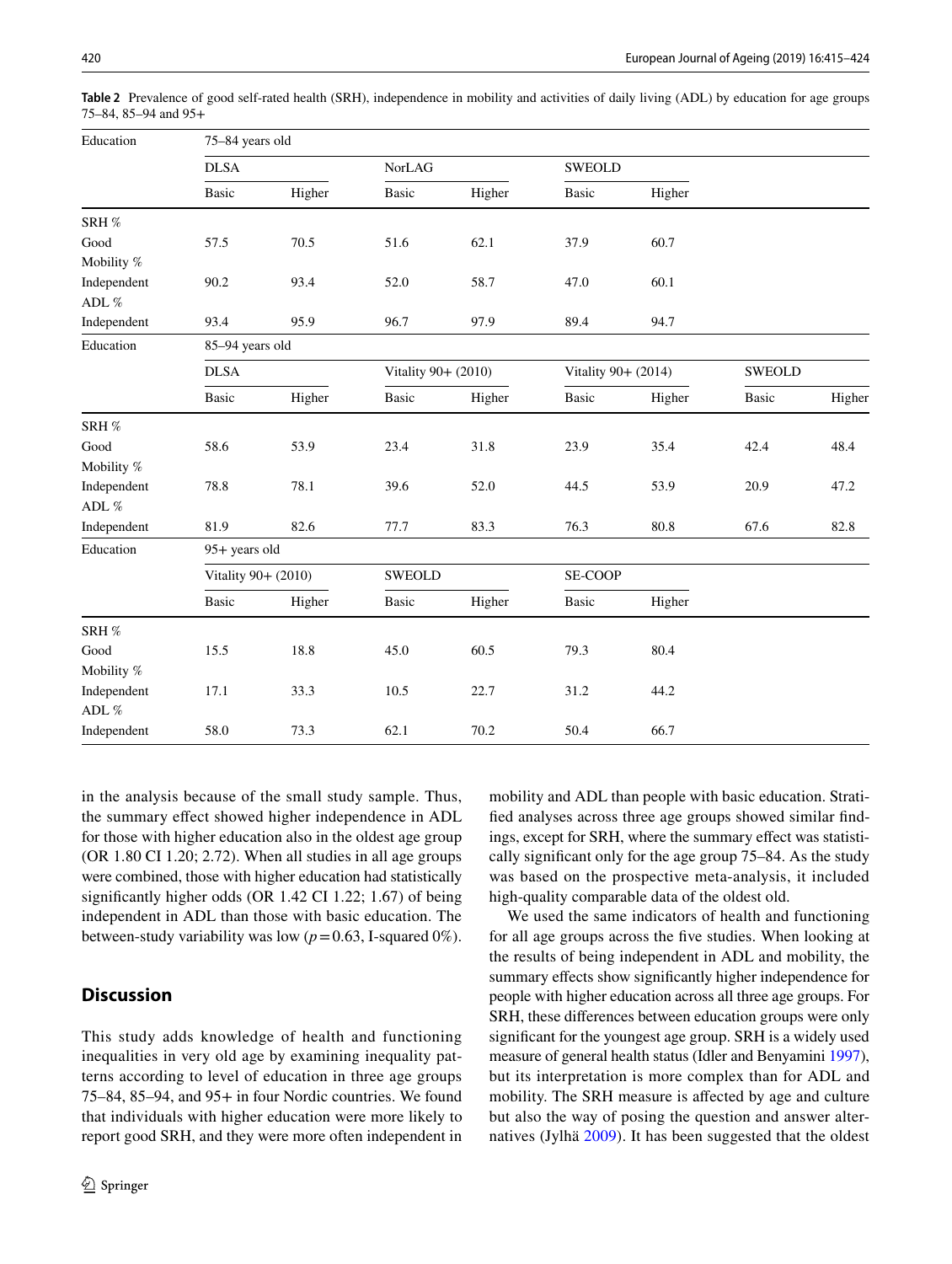**Table 2** Prevalence of good self-rated health (SRH), independence in mobility and activities of daily living (ADL) by education for age groups 75–84, 85–94 and 95+

| Education | 75–84 years old | | | | | | | |
|---|---|---|---|---|---|---|---|---|
| | DLSA | | NorLAG | | SWEOLD | | | |
| | Basic | Higher | Basic | Higher | Basic | Higher | | |
| SRH % | | | | | | | | |
| Good | 57.5 | 70.5 | 51.6 | 62.1 | 37.9 | 60.7 | | |
| Mobility % | | | | | | | | |
| Independent | 90.2 | 93.4 | 52.0 | 58.7 | 47.0 | 60.1 | | |
| ADL % | | | | | | | | |
| Independent | 93.4 | 95.9 | 96.7 | 97.9 | 89.4 | 94.7 | | |
| **Education** | **85–94 years old** | | | | | | | |
| | DLSA | | Vitality 90+ (2010) | | Vitality 90+ (2014) | | SWEOLD | |
| | Basic | Higher | Basic | Higher | Basic | Higher | Basic | Higher |
| SRH % | | | | | | | | |
| Good | 58.6 | 53.9 | 23.4 | 31.8 | 23.9 | 35.4 | 42.4 | 48.4 |
| Mobility % | | | | | | | | |
| Independent | 78.8 | 78.1 | 39.6 | 52.0 | 44.5 | 53.9 | 20.9 | 47.2 |
| ADL % | | | | | | | | |
| Independent | 81.9 | 82.6 | 77.7 | 83.3 | 76.3 | 80.8 | 67.6 | 82.8 |
| **Education** | **95+ years old** | | | | | | | |
| | Vitality 90+ (2010) | | SWEOLD | | SE-COOP | | | |
| | Basic | Higher | Basic | Higher | Basic | Higher | | |
| SRH % | | | | | | | | |
| Good | 15.5 | 18.8 | 45.0 | 60.5 | 79.3 | 80.4 | | |
| Mobility % | | | | | | | | |
| Independent | 17.1 | 33.3 | 10.5 | 22.7 | 31.2 | 44.2 | | |
| ADL % | | | | | | | | |
| Independent | 58.0 | 73.3 | 62.1 | 70.2 | 50.4 | 66.7 | | |

in the analysis because of the small study sample. Thus, the summary effect showed higher independence in ADL for those with higher education also in the oldest age group (OR 1.80 CI 1.20; 2.72). When all studies in all age groups were combined, those with higher education had statistically significantly higher odds (OR 1.42 CI 1.22; 1.67) of being independent in ADL than those with basic education. The between-study variability was low ($p = 0.63$, I-squared 0%).

## Discussion

This study adds knowledge of health and functioning inequalities in very old age by examining inequality patterns according to level of education in three age groups 75–84, 85–94, and 95+ in four Nordic countries. We found that individuals with higher education were more likely to report good SRH, and they were more often independent in mobility and ADL than people with basic education. Stratified analyses across three age groups showed similar findings, except for SRH, where the summary effect was statistically significant only for the age group 75–84. As the study was based on the prospective meta-analysis, it included high-quality comparable data of the oldest old.

We used the same indicators of health and functioning for all age groups across the five studies. When looking at the results of being independent in ADL and mobility, the summary effects show significantly higher independence for people with higher education across all three age groups. For SRH, these differences between education groups were only significant for the youngest age group. SRH is a widely used measure of general health status (Idler and Benyamini 1997), but its interpretation is more complex than for ADL and mobility. The SRH measure is affected by age and culture but also the way of posing the question and answer alternatives (Jylhä 2009). It has been suggested that the oldest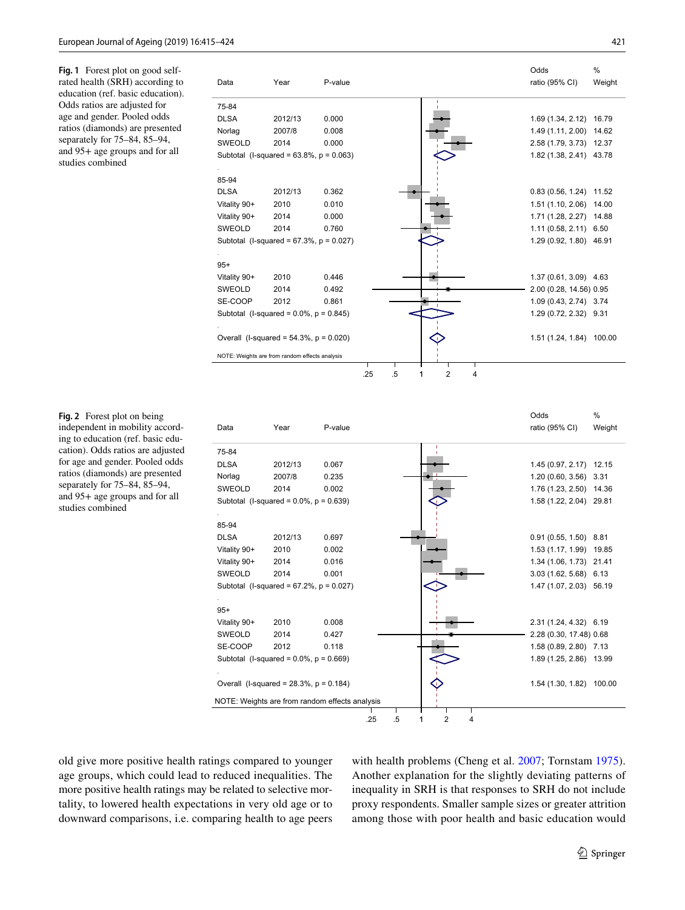**Fig. 1** Forest plot on good self-rated health (SRH) according to education (ref. basic education). Odds ratios are adjusted for age and gender. Pooled odds ratios (diamonds) are presented separately for 75–84, 85–94, and 95+ age groups and for all studies combined

| Data | Year | P-value | Odds ratio (95% CI) | % Weight |
|---|---|---|---|---|
| **75-84** | | | | |
| DLSA | 2012/13 | 0.000 | 1.69 (1.34, 2.12) | 16.79 |
| Norlag | 2007/8 | 0.008 | 1.49 (1.11, 2.00) | 14.62 |
| SWEOLD | 2014 | 0.000 | 2.58 (1.79, 3.73) | 12.37 |
| Subtotal (I-squared = 63.8%, p = 0.063) | | | 1.82 (1.38, 2.41) | 43.78 |
| **85-94** | | | | |
| DLSA | 2012/13 | 0.362 | 0.83 (0.56, 1.24) | 11.52 |
| Vitality 90+ | 2010 | 0.010 | 1.51 (1.10, 2.06) | 14.00 |
| Vitality 90+ | 2014 | 0.000 | 1.71 (1.28, 2.27) | 14.88 |
| SWEOLD | 2014 | 0.760 | 1.11 (0.58, 2.11) | 6.50 |
| Subtotal (I-squared = 67.3%, p = 0.027) | | | 1.29 (0.92, 1.80) | 46.91 |
| **95+** | | | | |
| Vitality 90+ | 2010 | 0.446 | 1.37 (0.61, 3.09) | 4.63 |
| SWEOLD | 2014 | 0.492 | 2.00 (0.28, 14.56) | 0.95 |
| SE-COOP | 2012 | 0.861 | 1.09 (0.43, 2.74) | 3.74 |
| Subtotal (I-squared = 0.0%, p = 0.845) | | | 1.29 (0.72, 2.32) | 9.31 |
| Overall (I-squared = 54.3%, p = 0.020) | | | 1.51 (1.24, 1.84) | 100.00 |

NOTE: Weights are from random effects analysis

**Fig. 2** Forest plot on being independent in mobility according to education (ref. basic education). Odds ratios are adjusted for age and gender. Pooled odds ratios (diamonds) are presented separately for 75–84, 85–94, and 95+ age groups and for all studies combined

| Data | Year | P-value | Odds ratio (95% CI) | % Weight |
|---|---|---|---|---|
| **75-84** | | | | |
| DLSA | 2012/13 | 0.067 | 1.45 (0.97, 2.17) | 12.15 |
| Norlag | 2007/8 | 0.235 | 1.20 (0.60, 3.56) | 3.31 |
| SWEOLD | 2014 | 0.002 | 1.76 (1.23, 2.50) | 14.36 |
| Subtotal (I-squared = 0.0%, p = 0.639) | | | 1.58 (1.22, 2.04) | 29.81 |
| **85-94** | | | | |
| DLSA | 2012/13 | 0.697 | 0.91 (0.55, 1.50) | 8.81 |
| Vitality 90+ | 2010 | 0.002 | 1.53 (1.17, 1.99) | 19.85 |
| Vitality 90+ | 2014 | 0.016 | 1.34 (1.06, 1.73) | 21.41 |
| SWEOLD | 2014 | 0.001 | 3.03 (1.62, 5.68) | 6.13 |
| Subtotal (I-squared = 67.2%, p = 0.027) | | | 1.47 (1.07, 2.03) | 56.19 |
| **95+** | | | | |
| Vitality 90+ | 2010 | 0.008 | 2.31 (1.24, 4.32) | 6.19 |
| SWEOLD | 2014 | 0.427 | 2.28 (0.30, 17.48) | 0.68 |
| SE-COOP | 2012 | 0.118 | 1.58 (0.89, 2.80) | 7.13 |
| Subtotal (I-squared = 0.0%, p = 0.669) | | | 1.89 (1.25, 2.86) | 13.99 |
| Overall (I-squared = 28.3%, p = 0.184) | | | 1.54 (1.30, 1.82) | 100.00 |

NOTE: Weights are from random effects analysis

old give more positive health ratings compared to younger age groups, which could lead to reduced inequalities. The more positive health ratings may be related to selective mortality, to lowered health expectations in very old age or to downward comparisons, i.e. comparing health to age peers with health problems (Cheng et al. 2007; Tornstam 1975). Another explanation for the slightly deviating patterns of inequality in SRH is that responses to SRH do not include proxy respondents. Smaller sample sizes or greater attrition among those with poor health and basic education would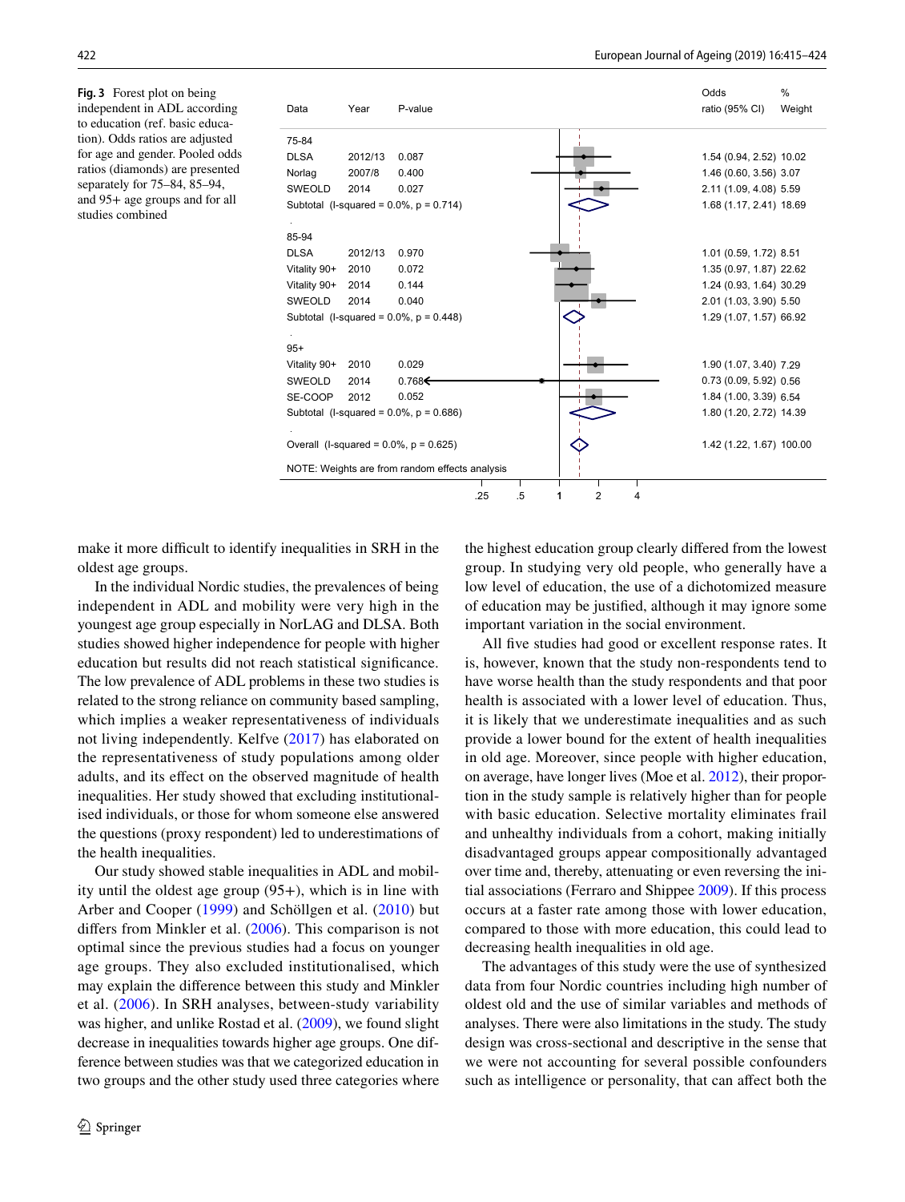**Fig. 3** Forest plot on being independent in ADL according to education (ref. basic education). Odds ratios are adjusted for age and gender. Pooled odds ratios (diamonds) are presented separately for 75–84, 85–94, and 95+ age groups and for all studies combined

| Data | Year | P-value | Odds ratio (95% CI) | % Weight |
|---|---|---|---|---|
| 75-84 | | | | |
| DLSA | 2012/13 | 0.087 | 1.54 (0.94, 2.52) | 10.02 |
| Norlag | 2007/8 | 0.400 | 1.46 (0.60, 3.56) | 3.07 |
| SWEOLD | 2014 | 0.027 | 2.11 (1.09, 4.08) | 5.59 |
| Subtotal (I-squared = 0.0%, p = 0.714) | | | 1.68 (1.17, 2.41) | 18.69 |
| 85-94 | | | | |
| DLSA | 2012/13 | 0.970 | 1.01 (0.59, 1.72) | 8.51 |
| Vitality 90+ | 2010 | 0.072 | 1.35 (0.97, 1.87) | 22.62 |
| Vitality 90+ | 2014 | 0.144 | 1.24 (0.93, 1.64) | 30.29 |
| SWEOLD | 2014 | 0.040 | 2.01 (1.03, 3.90) | 5.50 |
| Subtotal (I-squared = 0.0%, p = 0.448) | | | 1.29 (1.07, 1.57) | 66.92 |
| 95+ | | | | |
| Vitality 90+ | 2010 | 0.029 | 1.90 (1.07, 3.40) | 7.29 |
| SWEOLD | 2014 | 0.768 | 0.73 (0.09, 5.92) | 0.56 |
| SE-COOP | 2012 | 0.052 | 1.84 (1.00, 3.39) | 6.54 |
| Subtotal (I-squared = 0.0%, p = 0.686) | | | 1.80 (1.20, 2.72) | 14.39 |
| Overall (I-squared = 0.0%, p = 0.625) | | | 1.42 (1.22, 1.67) | 100.00 |

NOTE: Weights are from random effects analysis

make it more difficult to identify inequalities in SRH in the oldest age groups.

In the individual Nordic studies, the prevalences of being independent in ADL and mobility were very high in the youngest age group especially in NorLAG and DLSA. Both studies showed higher independence for people with higher education but results did not reach statistical significance. The low prevalence of ADL problems in these two studies is related to the strong reliance on community based sampling, which implies a weaker representativeness of individuals not living independently. Kelfve (2017) has elaborated on the representativeness of study populations among older adults, and its effect on the observed magnitude of health inequalities. Her study showed that excluding institutionalised individuals, or those for whom someone else answered the questions (proxy respondent) led to underestimations of the health inequalities.

Our study showed stable inequalities in ADL and mobility until the oldest age group (95+), which is in line with Arber and Cooper (1999) and Schöllgen et al. (2010) but differs from Minkler et al. (2006). This comparison is not optimal since the previous studies had a focus on younger age groups. They also excluded institutionalised, which may explain the difference between this study and Minkler et al. (2006). In SRH analyses, between-study variability was higher, and unlike Rostad et al. (2009), we found slight decrease in inequalities towards higher age groups. One difference between studies was that we categorized education in two groups and the other study used three categories where the highest education group clearly differed from the lowest group. In studying very old people, who generally have a low level of education, the use of a dichotomized measure of education may be justified, although it may ignore some important variation in the social environment.

All five studies had good or excellent response rates. It is, however, known that the study non-respondents tend to have worse health than the study respondents and that poor health is associated with a lower level of education. Thus, it is likely that we underestimate inequalities and as such provide a lower bound for the extent of health inequalities in old age. Moreover, since people with higher education, on average, have longer lives (Moe et al. 2012), their proportion in the study sample is relatively higher than for people with basic education. Selective mortality eliminates frail and unhealthy individuals from a cohort, making initially disadvantaged groups appear compositionally advantaged over time and, thereby, attenuating or even reversing the initial associations (Ferraro and Shippee 2009). If this process occurs at a faster rate among those with lower education, compared to those with more education, this could lead to decreasing health inequalities in old age.

The advantages of this study were the use of synthesized data from four Nordic countries including high number of oldest old and the use of similar variables and methods of analyses. There were also limitations in the study. The study design was cross-sectional and descriptive in the sense that we were not accounting for several possible confounders such as intelligence or personality, that can affect both the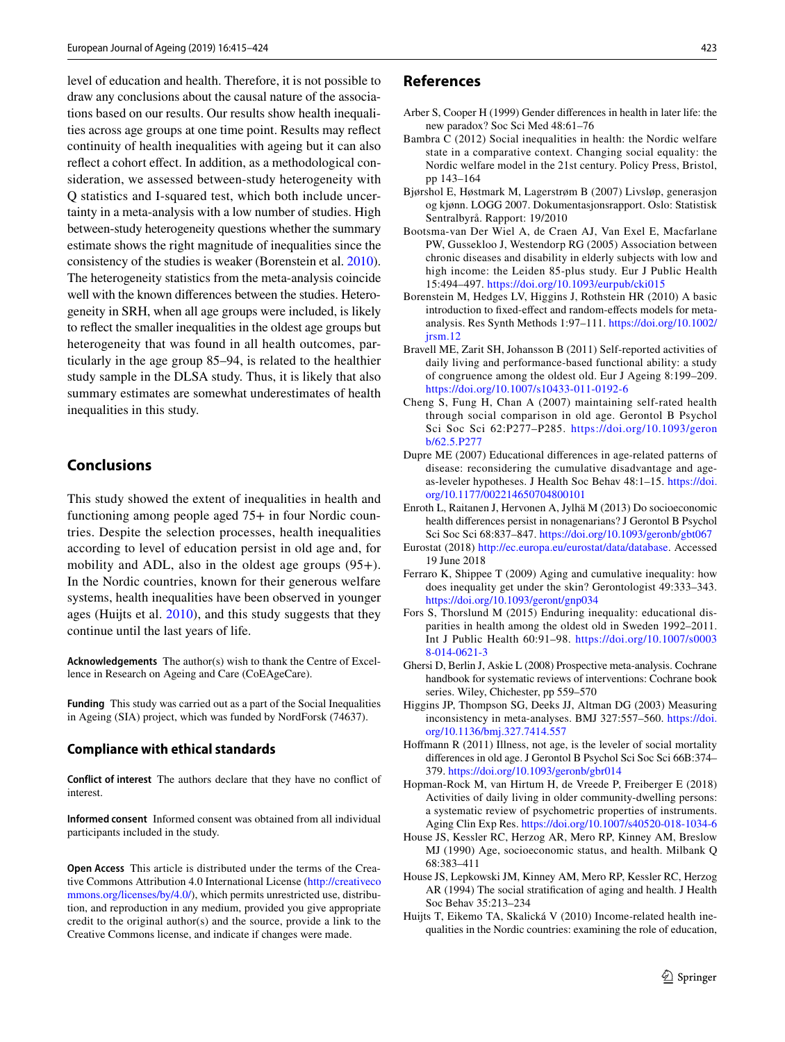level of education and health. Therefore, it is not possible to draw any conclusions about the causal nature of the associations based on our results. Our results show health inequalities across age groups at one time point. Results may reflect continuity of health inequalities with ageing but it can also reflect a cohort effect. In addition, as a methodological consideration, we assessed between-study heterogeneity with Q statistics and I-squared test, which both include uncertainty in a meta-analysis with a low number of studies. High between-study heterogeneity questions whether the summary estimate shows the right magnitude of inequalities since the consistency of the studies is weaker (Borenstein et al. 2010). The heterogeneity statistics from the meta-analysis coincide well with the known differences between the studies. Heterogeneity in SRH, when all age groups were included, is likely to reflect the smaller inequalities in the oldest age groups but heterogeneity that was found in all health outcomes, particularly in the age group 85–94, is related to the healthier study sample in the DLSA study. Thus, it is likely that also summary estimates are somewhat underestimates of health inequalities in this study.

## Conclusions

This study showed the extent of inequalities in health and functioning among people aged 75+ in four Nordic countries. Despite the selection processes, health inequalities according to level of education persist in old age and, for mobility and ADL, also in the oldest age groups (95+). In the Nordic countries, known for their generous welfare systems, health inequalities have been observed in younger ages (Huijts et al. 2010), and this study suggests that they continue until the last years of life.

**Acknowledgements** The author(s) wish to thank the Centre of Excellence in Research on Ageing and Care (CoEAgeCare).

**Funding** This study was carried out as a part of the Social Inequalities in Ageing (SIA) project, which was funded by NordForsk (74637).

### Compliance with ethical standards

**Conflict of interest** The authors declare that they have no conflict of interest.

**Informed consent** Informed consent was obtained from all individual participants included in the study.

**Open Access** This article is distributed under the terms of the Creative Commons Attribution 4.0 International License (http://creativecommons.org/licenses/by/4.0/), which permits unrestricted use, distribution, and reproduction in any medium, provided you give appropriate credit to the original author(s) and the source, provide a link to the Creative Commons license, and indicate if changes were made.

## References

Arber S, Cooper H (1999) Gender differences in health in later life: the new paradox? Soc Sci Med 48:61–76

Bambra C (2012) Social inequalities in health: the Nordic welfare state in a comparative context. Changing social equality: the Nordic welfare model in the 21st century. Policy Press, Bristol, pp 143–164

Bjørshol E, Høstmark M, Lagerstrøm B (2007) Livsløp, generasjon og kjønn. LOGG 2007. Dokumentasjonsrapport. Oslo: Statistisk Sentralbyrå. Rapport: 19/2010

Bootsma-van Der Wiel A, de Craen AJ, Van Exel E, Macfarlane PW, Gussekloo J, Westendorp RG (2005) Association between chronic diseases and disability in elderly subjects with low and high income: the Leiden 85-plus study. Eur J Public Health 15:494–497. https://doi.org/10.1093/eurpub/cki015

Borenstein M, Hedges LV, Higgins J, Rothstein HR (2010) A basic introduction to fixed-effect and random-effects models for meta-analysis. Res Synth Methods 1:97–111. https://doi.org/10.1002/jrsm.12

Bravell ME, Zarit SH, Johansson B (2011) Self-reported activities of daily living and performance-based functional ability: a study of congruence among the oldest old. Eur J Ageing 8:199–209. https://doi.org/10.1007/s10433-011-0192-6

Cheng S, Fung H, Chan A (2007) maintaining self-rated health through social comparison in old age. Gerontol B Psychol Sci Soc Sci 62:P277–P285. https://doi.org/10.1093/geronb/62.5.P277

Dupre ME (2007) Educational differences in age-related patterns of disease: reconsidering the cumulative disadvantage and age-as-leveler hypotheses. J Health Soc Behav 48:1–15. https://doi.org/10.1177/002214650704800101

Enroth L, Raitanen J, Hervonen A, Jylhä M (2013) Do socioeconomic health differences persist in nonagenarians? J Gerontol B Psychol Sci Soc Sci 68:837–847. https://doi.org/10.1093/geronb/gbt067

Eurostat (2018) http://ec.europa.eu/eurostat/data/database. Accessed 19 June 2018

Ferraro K, Shippee T (2009) Aging and cumulative inequality: how does inequality get under the skin? Gerontologist 49:333–343. https://doi.org/10.1093/geront/gnp034

Fors S, Thorslund M (2015) Enduring inequality: educational disparities in health among the oldest old in Sweden 1992–2011. Int J Public Health 60:91–98. https://doi.org/10.1007/s00038-014-0621-3

Ghersi D, Berlin J, Askie L (2008) Prospective meta-analysis. Cochrane handbook for systematic reviews of interventions: Cochrane book series. Wiley, Chichester, pp 559–570

Higgins JP, Thompson SG, Deeks JJ, Altman DG (2003) Measuring inconsistency in meta-analyses. BMJ 327:557–560. https://doi.org/10.1136/bmj.327.7414.557

Hoffmann R (2011) Illness, not age, is the leveler of social mortality differences in old age. J Gerontol B Psychol Sci Soc Sci 66B:374–379. https://doi.org/10.1093/geronb/gbr014

Hopman-Rock M, van Hirtum H, de Vreede P, Freiberger E (2018) Activities of daily living in older community-dwelling persons: a systematic review of psychometric properties of instruments. Aging Clin Exp Res. https://doi.org/10.1007/s40520-018-1034-6

House JS, Kessler RC, Herzog AR, Mero RP, Kinney AM, Breslow MJ (1990) Age, socioeconomic status, and health. Milbank Q 68:383–411

House JS, Lepkowski JM, Kinney AM, Mero RP, Kessler RC, Herzog AR (1994) The social stratification of aging and health. J Health Soc Behav 35:213–234

Huijts T, Eikemo TA, Skalická V (2010) Income-related health inequalities in the Nordic countries: examining the role of education,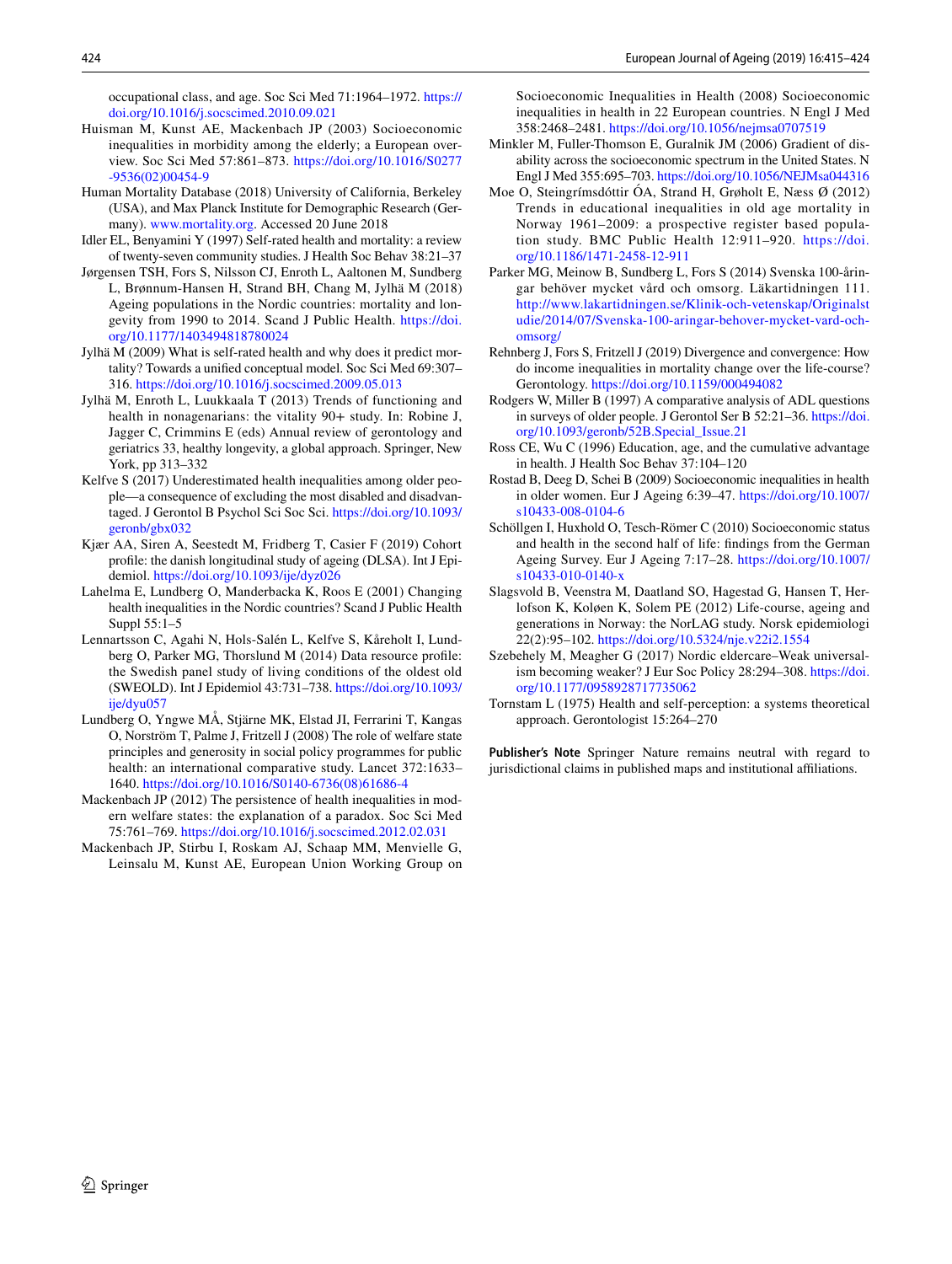occupational class, and age. Soc Sci Med 71:1964–1972. https://doi.org/10.1016/j.socscimed.2010.09.021

Huisman M, Kunst AE, Mackenbach JP (2003) Socioeconomic inequalities in morbidity among the elderly; a European overview. Soc Sci Med 57:861–873. https://doi.org/10.1016/S0277-9536(02)00454-9

Human Mortality Database (2018) University of California, Berkeley (USA), and Max Planck Institute for Demographic Research (Germany). www.mortality.org. Accessed 20 June 2018

Idler EL, Benyamini Y (1997) Self-rated health and mortality: a review of twenty-seven community studies. J Health Soc Behav 38:21–37

Jørgensen TSH, Fors S, Nilsson CJ, Enroth L, Aaltonen M, Sundberg L, Brønnum-Hansen H, Strand BH, Chang M, Jylhä M (2018) Ageing populations in the Nordic countries: mortality and longevity from 1990 to 2014. Scand J Public Health. https://doi.org/10.1177/1403494818780024

Jylhä M (2009) What is self-rated health and why does it predict mortality? Towards a unified conceptual model. Soc Sci Med 69:307–316. https://doi.org/10.1016/j.socscimed.2009.05.013

Jylhä M, Enroth L, Luukkaala T (2013) Trends of functioning and health in nonagenarians: the vitality 90+ study. In: Robine J, Jagger C, Crimmins E (eds) Annual review of gerontology and geriatrics 33, healthy longevity, a global approach. Springer, New York, pp 313–332

Kelfve S (2017) Underestimated health inequalities among older people—a consequence of excluding the most disabled and disadvantaged. J Gerontol B Psychol Sci Soc Sci. https://doi.org/10.1093/geronb/gbx032

Kjær AA, Siren A, Seestedt M, Fridberg T, Casier F (2019) Cohort profile: the danish longitudinal study of ageing (DLSA). Int J Epidemiol. https://doi.org/10.1093/ije/dyz026

Lahelma E, Lundberg O, Manderbacka K, Roos E (2001) Changing health inequalities in the Nordic countries? Scand J Public Health Suppl 55:1–5

Lennartsson C, Agahi N, Hols-Salén L, Kelfve S, Kåreholt I, Lundberg O, Parker MG, Thorslund M (2014) Data resource profile: the Swedish panel study of living conditions of the oldest old (SWEOLD). Int J Epidemiol 43:731–738. https://doi.org/10.1093/ije/dyu057

Lundberg O, Yngwe MÅ, Stjärne MK, Elstad JI, Ferrarini T, Kangas O, Norström T, Palme J, Fritzell J (2008) The role of welfare state principles and generosity in social policy programmes for public health: an international comparative study. Lancet 372:1633–1640. https://doi.org/10.1016/S0140-6736(08)61686-4

Mackenbach JP (2012) The persistence of health inequalities in modern welfare states: the explanation of a paradox. Soc Sci Med 75:761–769. https://doi.org/10.1016/j.socscimed.2012.02.031

Mackenbach JP, Stirbu I, Roskam AJ, Schaap MM, Menvielle G, Leinsalu M, Kunst AE, European Union Working Group on Socioeconomic Inequalities in Health (2008) Socioeconomic inequalities in health in 22 European countries. N Engl J Med 358:2468–2481. https://doi.org/10.1056/nejmsa0707519

Minkler M, Fuller-Thomson E, Guralnik JM (2006) Gradient of disability across the socioeconomic spectrum in the United States. N Engl J Med 355:695–703. https://doi.org/10.1056/NEJMsa044316

Moe O, Steingrímsdóttir ÓA, Strand H, Grøholt E, Næss Ø (2012) Trends in educational inequalities in old age mortality in Norway 1961–2009: a prospective register based population study. BMC Public Health 12:911–920. https://doi.org/10.1186/1471-2458-12-911

Parker MG, Meinow B, Sundberg L, Fors S (2014) Svenska 100-åringar behöver mycket vård och omsorg. Läkartidningen 111. http://www.lakartidningen.se/Klinik-och-vetenskap/Originalstudie/2014/07/Svenska-100-aringar-behover-mycket-vard-och-omsorg/

Rehnberg J, Fors S, Fritzell J (2019) Divergence and convergence: How do income inequalities in mortality change over the life-course? Gerontology. https://doi.org/10.1159/000494082

Rodgers W, Miller B (1997) A comparative analysis of ADL questions in surveys of older people. J Gerontol Ser B 52:21–36. https://doi.org/10.1093/geronb/52B.Special_Issue.21

Ross CE, Wu C (1996) Education, age, and the cumulative advantage in health. J Health Soc Behav 37:104–120

Rostad B, Deeg D, Schei B (2009) Socioeconomic inequalities in health in older women. Eur J Ageing 6:39–47. https://doi.org/10.1007/s10433-008-0104-6

Schöllgen I, Huxhold O, Tesch-Römer C (2010) Socioeconomic status and health in the second half of life: findings from the German Ageing Survey. Eur J Ageing 7:17–28. https://doi.org/10.1007/s10433-010-0140-x

Slagsvold B, Veenstra M, Daatland SO, Hagestad G, Hansen T, Herlofson K, Koløen K, Solem PE (2012) Life-course, ageing and generations in Norway: the NorLAG study. Norsk epidemiologi 22(2):95–102. https://doi.org/10.5324/nje.v22i2.1554

Szebehely M, Meagher G (2017) Nordic eldercare–Weak universalism becoming weaker? J Eur Soc Policy 28:294–308. https://doi.org/10.1177/0958928717735062

Tornstam L (1975) Health and self-perception: a systems theoretical approach. Gerontologist 15:264–270

**Publisher's Note** Springer Nature remains neutral with regard to jurisdictional claims in published maps and institutional affiliations.